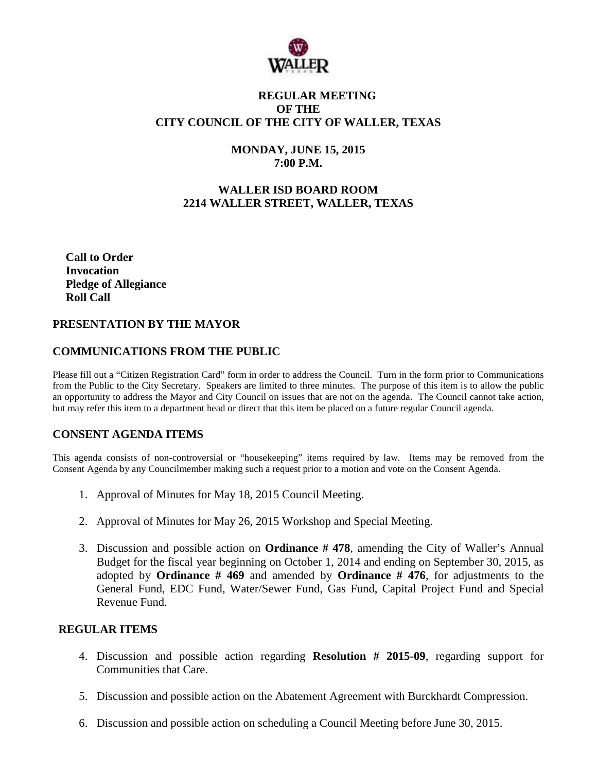# REGULAR MEETING OF THE CITY COUNCIL OF THE CITY OF WALLER, TEXAS

## MONDAY, JUNE 15, 2015
## 7:00 P.M.

## WALLER ISD BOARD ROOM
## 2214 WALLER STREET, WALLER, TEXAS

**Call to Order**
**Invocation**
**Pledge of Allegiance**
**Roll Call**

## PRESENTATION BY THE MAYOR

## COMMUNICATIONS FROM THE PUBLIC

Please fill out a "Citizen Registration Card" form in order to address the Council. Turn in the form prior to Communications from the Public to the City Secretary. Speakers are limited to three minutes. The purpose of this item is to allow the public an opportunity to address the Mayor and City Council on issues that are not on the agenda. The Council cannot take action, but may refer this item to a department head or direct that this item be placed on a future regular Council agenda.

## CONSENT AGENDA ITEMS

This agenda consists of non-controversial or "housekeeping" items required by law. Items may be removed from the Consent Agenda by any Councilmember making such a request prior to a motion and vote on the Consent Agenda.

1. Approval of Minutes for May 18, 2015 Council Meeting.
2. Approval of Minutes for May 26, 2015 Workshop and Special Meeting.
3. Discussion and possible action on **Ordinance # 478**, amending the City of Waller's Annual Budget for the fiscal year beginning on October 1, 2014 and ending on September 30, 2015, as adopted by **Ordinance # 469** and amended by **Ordinance # 476**, for adjustments to the General Fund, EDC Fund, Water/Sewer Fund, Gas Fund, Capital Project Fund and Special Revenue Fund.

## REGULAR ITEMS

4. Discussion and possible action regarding **Resolution # 2015-09**, regarding support for Communities that Care.
5. Discussion and possible action on the Abatement Agreement with Burckhardt Compression.
6. Discussion and possible action on scheduling a Council Meeting before June 30, 2015.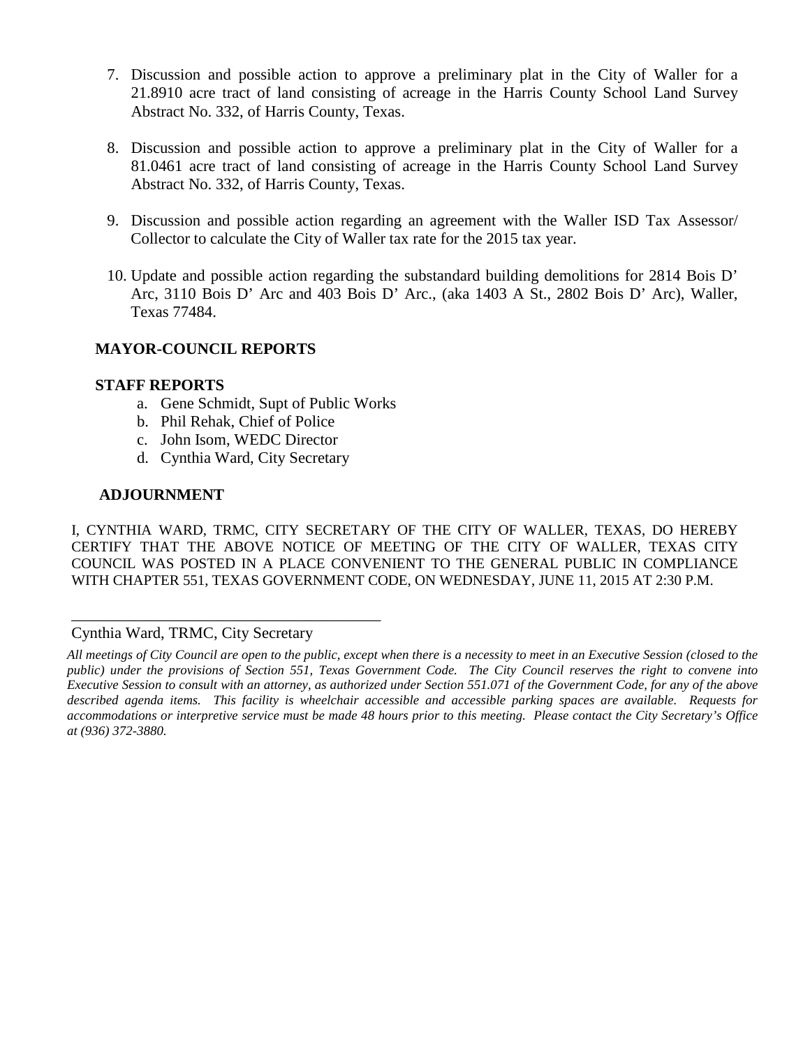7. Discussion and possible action to approve a preliminary plat in the City of Waller for a 21.8910 acre tract of land consisting of acreage in the Harris County School Land Survey Abstract No. 332, of Harris County, Texas.

8. Discussion and possible action to approve a preliminary plat in the City of Waller for a 81.0461 acre tract of land consisting of acreage in the Harris County School Land Survey Abstract No. 332, of Harris County, Texas.

9. Discussion and possible action regarding an agreement with the Waller ISD Tax Assessor/ Collector to calculate the City of Waller tax rate for the 2015 tax year.

10. Update and possible action regarding the substandard building demolitions for 2814 Bois D' Arc, 3110 Bois D' Arc and 403 Bois D' Arc., (aka 1403 A St., 2802 Bois D' Arc), Waller, Texas 77484.

**MAYOR-COUNCIL REPORTS**

**STAFF REPORTS**

a. Gene Schmidt, Supt of Public Works
b. Phil Rehak, Chief of Police
c. John Isom, WEDC Director
d. Cynthia Ward, City Secretary

**ADJOURNMENT**

I, CYNTHIA WARD, TRMC, CITY SECRETARY OF THE CITY OF WALLER, TEXAS, DO HEREBY CERTIFY THAT THE ABOVE NOTICE OF MEETING OF THE CITY OF WALLER, TEXAS CITY COUNCIL WAS POSTED IN A PLACE CONVENIENT TO THE GENERAL PUBLIC IN COMPLIANCE WITH CHAPTER 551, TEXAS GOVERNMENT CODE, ON WEDNESDAY, JUNE 11, 2015 AT 2:30 P.M.

________________________________________

Cynthia Ward, TRMC, City Secretary

*All meetings of City Council are open to the public, except when there is a necessity to meet in an Executive Session (closed to the public) under the provisions of Section 551, Texas Government Code. The City Council reserves the right to convene into Executive Session to consult with an attorney, as authorized under Section 551.071 of the Government Code, for any of the above described agenda items. This facility is wheelchair accessible and accessible parking spaces are available. Requests for accommodations or interpretive service must be made 48 hours prior to this meeting. Please contact the City Secretary's Office at (936) 372-3880.*